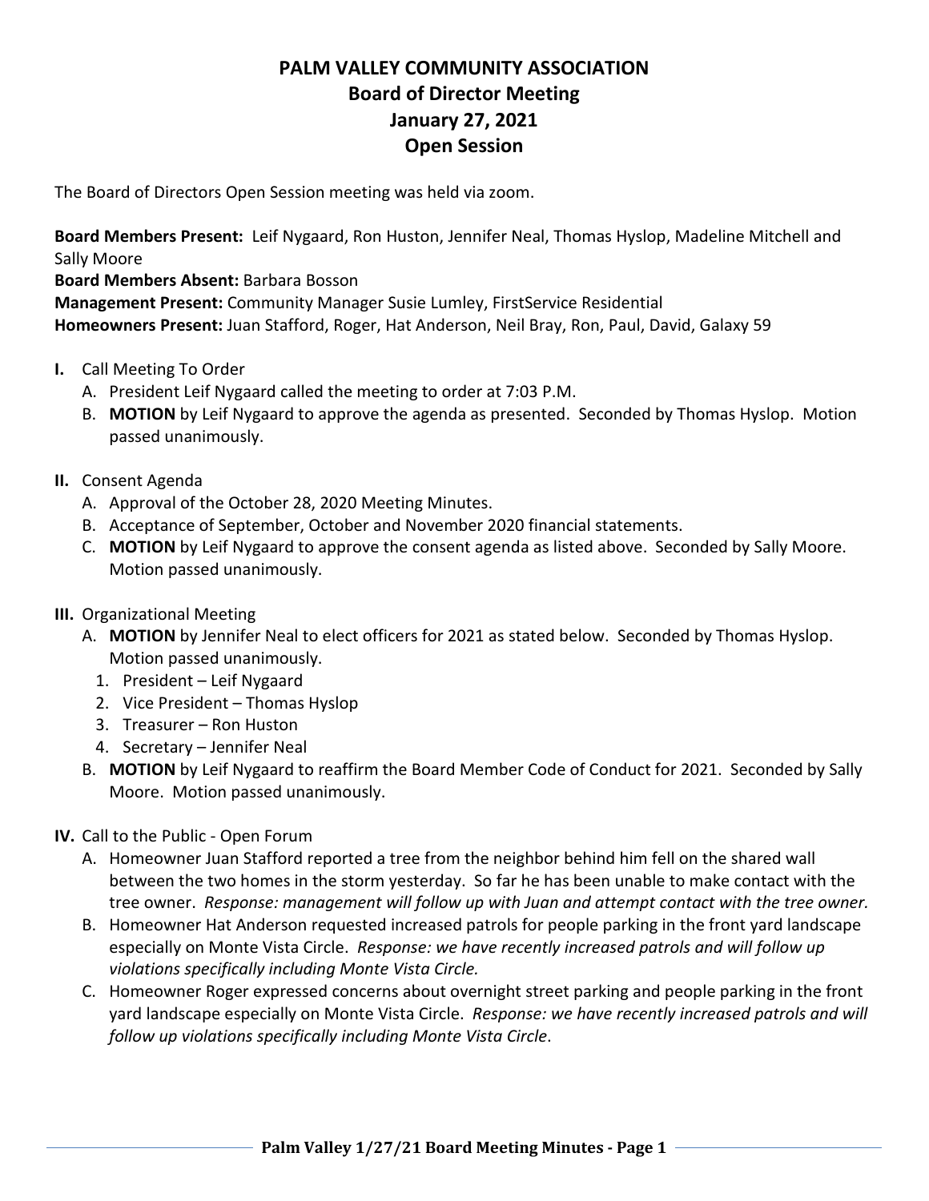# PALM VALLEY COMMUNITY ASSOCIATION
## Board of Director Meeting
## January 27, 2021
## Open Session

The Board of Directors Open Session meeting was held via zoom.

**Board Members Present:** Leif Nygaard, Ron Huston, Jennifer Neal, Thomas Hyslop, Madeline Mitchell and Sally Moore
**Board Members Absent:** Barbara Bosson
**Management Present:** Community Manager Susie Lumley, FirstService Residential
**Homeowners Present:** Juan Stafford, Roger, Hat Anderson, Neil Bray, Ron, Paul, David, Galaxy 59

**I.** Call Meeting To Order
   A. President Leif Nygaard called the meeting to order at 7:03 P.M.
   B. **MOTION** by Leif Nygaard to approve the agenda as presented. Seconded by Thomas Hyslop. Motion passed unanimously.

**II.** Consent Agenda
   A. Approval of the October 28, 2020 Meeting Minutes.
   B. Acceptance of September, October and November 2020 financial statements.
   C. **MOTION** by Leif Nygaard to approve the consent agenda as listed above. Seconded by Sally Moore. Motion passed unanimously.

**III.** Organizational Meeting
   A. **MOTION** by Jennifer Neal to elect officers for 2021 as stated below. Seconded by Thomas Hyslop. Motion passed unanimously.
      1. President – Leif Nygaard
      2. Vice President – Thomas Hyslop
      3. Treasurer – Ron Huston
      4. Secretary – Jennifer Neal
   B. **MOTION** by Leif Nygaard to reaffirm the Board Member Code of Conduct for 2021. Seconded by Sally Moore. Motion passed unanimously.

**IV.** Call to the Public - Open Forum
   A. Homeowner Juan Stafford reported a tree from the neighbor behind him fell on the shared wall between the two homes in the storm yesterday. So far he has been unable to make contact with the tree owner. *Response: management will follow up with Juan and attempt contact with the tree owner.*
   B. Homeowner Hat Anderson requested increased patrols for people parking in the front yard landscape especially on Monte Vista Circle. *Response: we have recently increased patrols and will follow up violations specifically including Monte Vista Circle.*
   C. Homeowner Roger expressed concerns about overnight street parking and people parking in the front yard landscape especially on Monte Vista Circle. *Response: we have recently increased patrols and will follow up violations specifically including Monte Vista Circle*.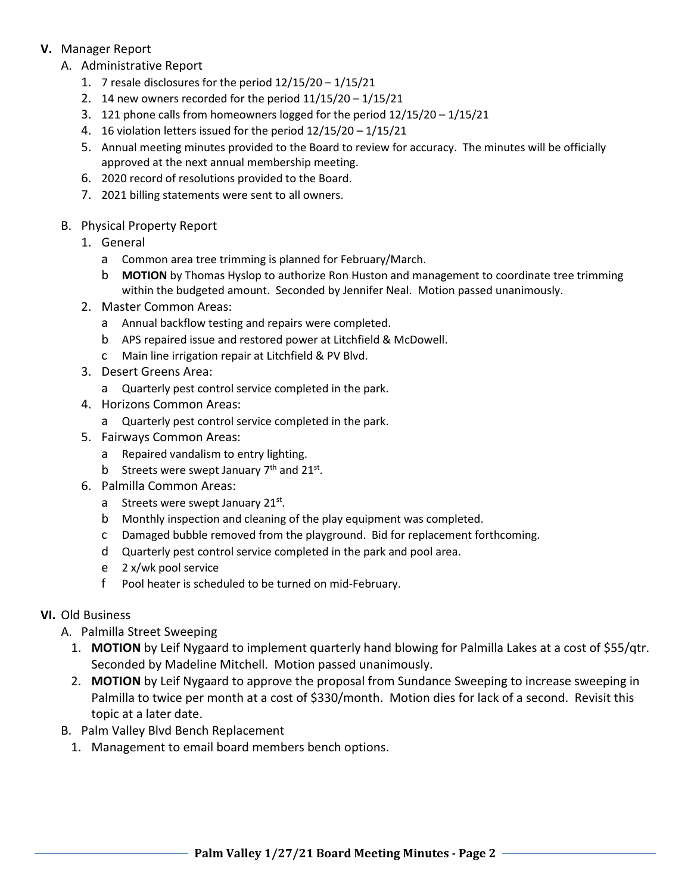**V.** Manager Report

A. Administrative Report

1. 7 resale disclosures for the period 12/15/20 – 1/15/21
2. 14 new owners recorded for the period 11/15/20 – 1/15/21
3. 121 phone calls from homeowners logged for the period 12/15/20 – 1/15/21
4. 16 violation letters issued for the period 12/15/20 – 1/15/21
5. Annual meeting minutes provided to the Board to review for accuracy. The minutes will be officially approved at the next annual membership meeting.
6. 2020 record of resolutions provided to the Board.
7. 2021 billing statements were sent to all owners.

B. Physical Property Report

1. General
   - a Common area tree trimming is planned for February/March.
   - b **MOTION** by Thomas Hyslop to authorize Ron Huston and management to coordinate tree trimming within the budgeted amount. Seconded by Jennifer Neal. Motion passed unanimously.
2. Master Common Areas:
   - a Annual backflow testing and repairs were completed.
   - b APS repaired issue and restored power at Litchfield & McDowell.
   - c Main line irrigation repair at Litchfield & PV Blvd.
3. Desert Greens Area:
   - a Quarterly pest control service completed in the park.
4. Horizons Common Areas:
   - a Quarterly pest control service completed in the park.
5. Fairways Common Areas:
   - a Repaired vandalism to entry lighting.
   - b Streets were swept January 7th and 21st.
6. Palmilla Common Areas:
   - a Streets were swept January 21st.
   - b Monthly inspection and cleaning of the play equipment was completed.
   - c Damaged bubble removed from the playground. Bid for replacement forthcoming.
   - d Quarterly pest control service completed in the park and pool area.
   - e 2 x/wk pool service
   - f Pool heater is scheduled to be turned on mid-February.

**VI.** Old Business

A. Palmilla Street Sweeping

1. **MOTION** by Leif Nygaard to implement quarterly hand blowing for Palmilla Lakes at a cost of $55/qtr. Seconded by Madeline Mitchell. Motion passed unanimously.
2. **MOTION** by Leif Nygaard to approve the proposal from Sundance Sweeping to increase sweeping in Palmilla to twice per month at a cost of $330/month. Motion dies for lack of a second. Revisit this topic at a later date.

B. Palm Valley Blvd Bench Replacement

1. Management to email board members bench options.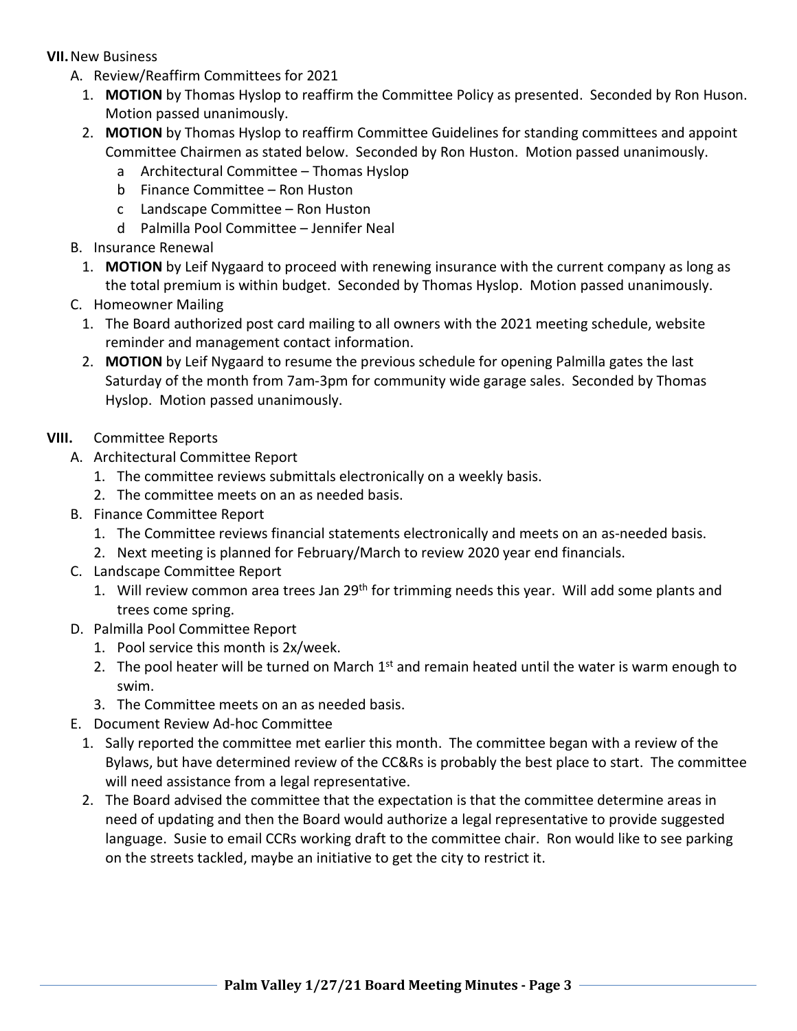**VII.** New Business

A. Review/Reaffirm Committees for 2021

1. **MOTION** by Thomas Hyslop to reaffirm the Committee Policy as presented. Seconded by Ron Huson. Motion passed unanimously.
2. **MOTION** by Thomas Hyslop to reaffirm Committee Guidelines for standing committees and appoint Committee Chairmen as stated below. Seconded by Ron Huston. Motion passed unanimously.
   a Architectural Committee – Thomas Hyslop
   b Finance Committee – Ron Huston
   c Landscape Committee – Ron Huston
   d Palmilla Pool Committee – Jennifer Neal

B. Insurance Renewal

1. **MOTION** by Leif Nygaard to proceed with renewing insurance with the current company as long as the total premium is within budget. Seconded by Thomas Hyslop. Motion passed unanimously.

C. Homeowner Mailing

1. The Board authorized post card mailing to all owners with the 2021 meeting schedule, website reminder and management contact information.
2. **MOTION** by Leif Nygaard to resume the previous schedule for opening Palmilla gates the last Saturday of the month from 7am-3pm for community wide garage sales. Seconded by Thomas Hyslop. Motion passed unanimously.

**VIII.** Committee Reports

A. Architectural Committee Report

1. The committee reviews submittals electronically on a weekly basis.
2. The committee meets on an as needed basis.

B. Finance Committee Report

1. The Committee reviews financial statements electronically and meets on an as-needed basis.
2. Next meeting is planned for February/March to review 2020 year end financials.

C. Landscape Committee Report

1. Will review common area trees Jan 29th for trimming needs this year. Will add some plants and trees come spring.

D. Palmilla Pool Committee Report

1. Pool service this month is 2x/week.
2. The pool heater will be turned on March 1st and remain heated until the water is warm enough to swim.
3. The Committee meets on an as needed basis.

E. Document Review Ad-hoc Committee

1. Sally reported the committee met earlier this month. The committee began with a review of the Bylaws, but have determined review of the CC&Rs is probably the best place to start. The committee will need assistance from a legal representative.
2. The Board advised the committee that the expectation is that the committee determine areas in need of updating and then the Board would authorize a legal representative to provide suggested language. Susie to email CCRs working draft to the committee chair. Ron would like to see parking on the streets tackled, maybe an initiative to get the city to restrict it.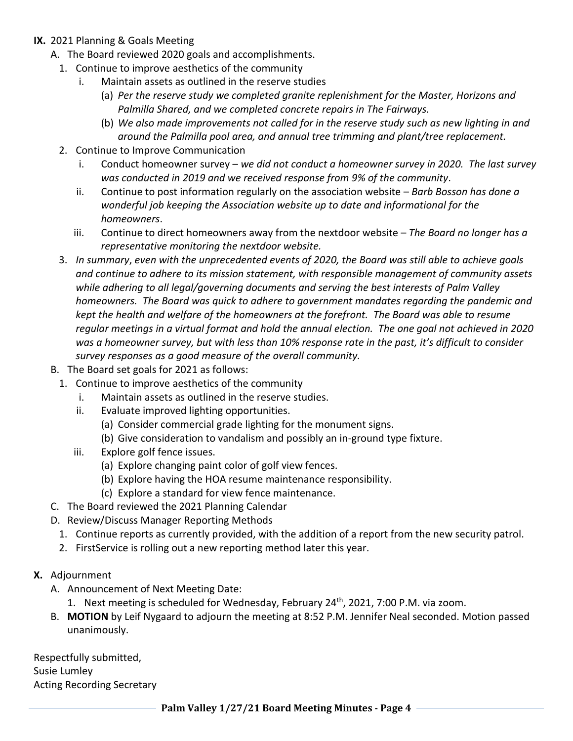**IX.** 2021 Planning & Goals Meeting

A. The Board reviewed 2020 goals and accomplishments.

1. Continue to improve aesthetics of the community
   - i. Maintain assets as outlined in the reserve studies
     - (a) *Per the reserve study we completed granite replenishment for the Master, Horizons and Palmilla Shared, and we completed concrete repairs in The Fairways.*
     - (b) *We also made improvements not called for in the reserve study such as new lighting in and around the Palmilla pool area, and annual tree trimming and plant/tree replacement.*
2. Continue to Improve Communication
   - i. Conduct homeowner survey – *we did not conduct a homeowner survey in 2020. The last survey was conducted in 2019 and we received response from 9% of the community*.
   - ii. Continue to post information regularly on the association website – *Barb Bosson has done a wonderful job keeping the Association website up to date and informational for the homeowners*.
   - iii. Continue to direct homeowners away from the nextdoor website – *The Board no longer has a representative monitoring the nextdoor website.*
3. *In summary*, *even with the unprecedented events of 2020, the Board was still able to achieve goals and continue to adhere to its mission statement, with responsible management of community assets while adhering to all legal/governing documents and serving the best interests of Palm Valley homeowners. The Board was quick to adhere to government mandates regarding the pandemic and kept the health and welfare of the homeowners at the forefront. The Board was able to resume regular meetings in a virtual format and hold the annual election. The one goal not achieved in 2020 was a homeowner survey, but with less than 10% response rate in the past, it's difficult to consider survey responses as a good measure of the overall community.*

B. The Board set goals for 2021 as follows:

1. Continue to improve aesthetics of the community
   - i. Maintain assets as outlined in the reserve studies.
   - ii. Evaluate improved lighting opportunities.
     - (a) Consider commercial grade lighting for the monument signs.
     - (b) Give consideration to vandalism and possibly an in-ground type fixture.
   - iii. Explore golf fence issues.
     - (a) Explore changing paint color of golf view fences.
     - (b) Explore having the HOA resume maintenance responsibility.
     - (c) Explore a standard for view fence maintenance.

C. The Board reviewed the 2021 Planning Calendar

D. Review/Discuss Manager Reporting Methods

1. Continue reports as currently provided, with the addition of a report from the new security patrol.
2. FirstService is rolling out a new reporting method later this year.

**X.** Adjournment

A. Announcement of Next Meeting Date:

1. Next meeting is scheduled for Wednesday, February 24th, 2021, 7:00 P.M. via zoom.

B. **MOTION** by Leif Nygaard to adjourn the meeting at 8:52 P.M. Jennifer Neal seconded. Motion passed unanimously.

Respectfully submitted,
Susie Lumley
Acting Recording Secretary